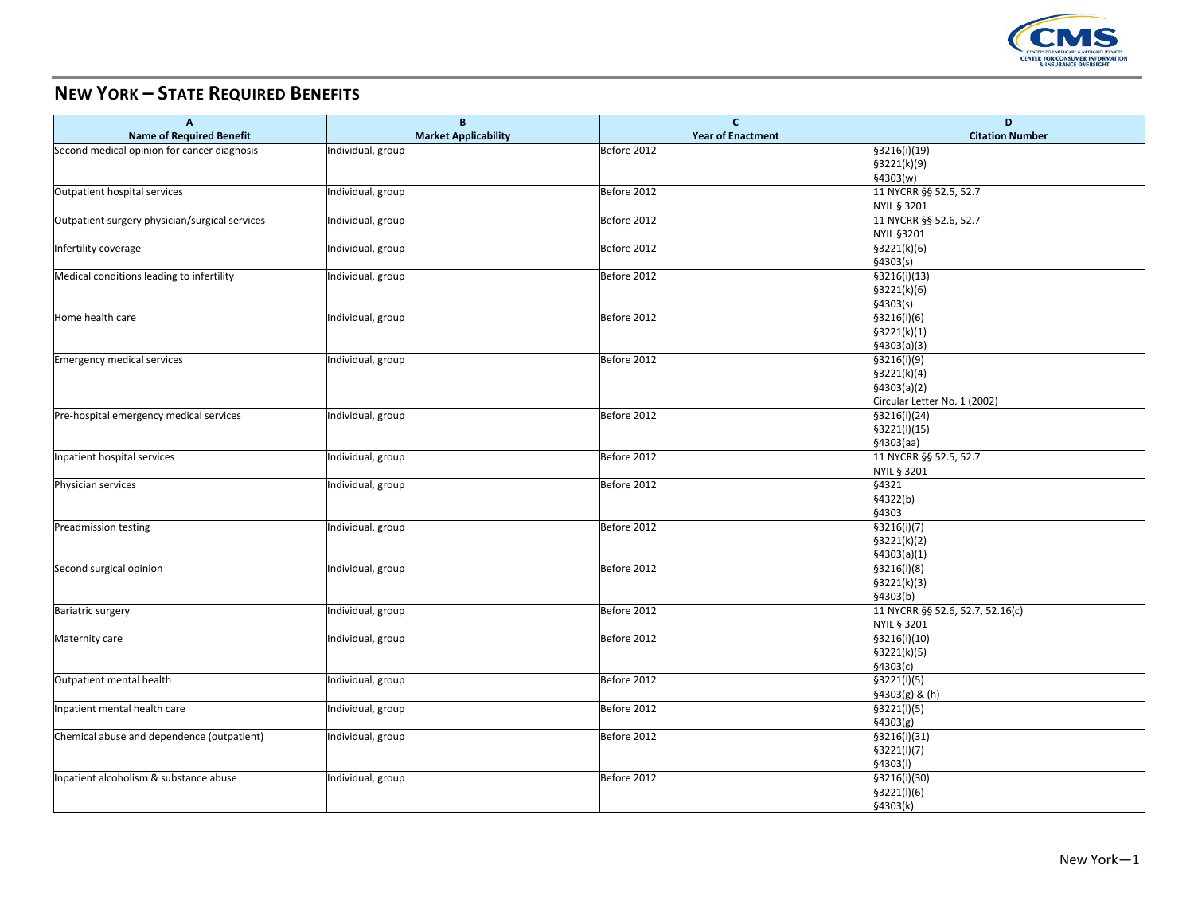## NEW YORK – STATE REQUIRED BENEFITS

| A<br>Name of Required Benefit | B<br>Market Applicability | C<br>Year of Enactment | D<br>Citation Number |
|---|---|---|---|
| Second medical opinion for cancer diagnosis | Individual, group | Before 2012 | §3216(i)(19)<br>§3221(k)(9)<br>§4303(w) |
| Outpatient hospital services | Individual, group | Before 2012 | 11 NYCRR §§ 52.5, 52.7<br>NYIL § 3201 |
| Outpatient surgery physician/surgical services | Individual, group | Before 2012 | 11 NYCRR §§ 52.6, 52.7<br>NYIL §3201 |
| Infertility coverage | Individual, group | Before 2012 | §3221(k)(6)<br>§4303(s) |
| Medical conditions leading to infertility | Individual, group | Before 2012 | §3216(i)(13)<br>§3221(k)(6)<br>§4303(s) |
| Home health care | Individual, group | Before 2012 | §3216(i)(6)<br>§3221(k)(1)<br>§4303(a)(3) |
| Emergency medical services | Individual, group | Before 2012 | §3216(i)(9)<br>§3221(k)(4)<br>§4303(a)(2)<br>Circular Letter No. 1 (2002) |
| Pre-hospital emergency medical services | Individual, group | Before 2012 | §3216(i)(24)<br>§3221(l)(15)<br>§4303(aa) |
| Inpatient hospital services | Individual, group | Before 2012 | 11 NYCRR §§ 52.5, 52.7<br>NYIL § 3201 |
| Physician services | Individual, group | Before 2012 | §4321<br>§4322(b)<br>§4303 |
| Preadmission testing | Individual, group | Before 2012 | §3216(i)(7)<br>§3221(k)(2)<br>§4303(a)(1) |
| Second surgical opinion | Individual, group | Before 2012 | §3216(i)(8)<br>§3221(k)(3)<br>§4303(b) |
| Bariatric surgery | Individual, group | Before 2012 | 11 NYCRR §§ 52.6, 52.7, 52.16(c)<br>NYIL § 3201 |
| Maternity care | Individual, group | Before 2012 | §3216(i)(10)<br>§3221(k)(5)<br>§4303(c) |
| Outpatient mental health | Individual, group | Before 2012 | §3221(l)(5)<br>§4303(g) & (h) |
| Inpatient mental health care | Individual, group | Before 2012 | §3221(l)(5)<br>§4303(g) |
| Chemical abuse and dependence (outpatient) | Individual, group | Before 2012 | §3216(i)(31)<br>§3221(l)(7)<br>§4303(l) |
| Inpatient alcoholism & substance abuse | Individual, group | Before 2012 | §3216(i)(30)<br>§3221(l)(6)<br>§4303(k) |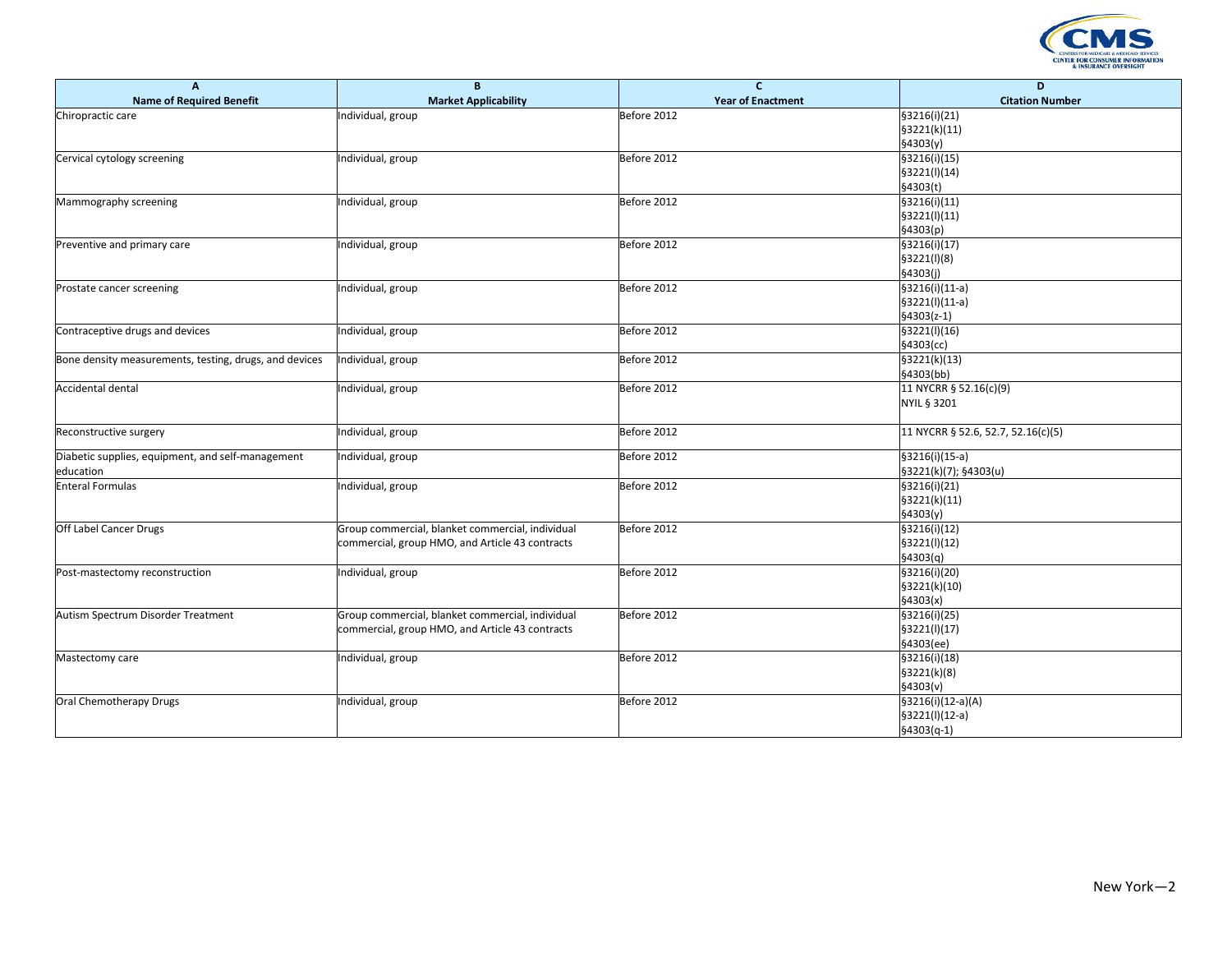| A<br>Name of Required Benefit | B<br>Market Applicability | C<br>Year of Enactment | D<br>Citation Number |
|---|---|---|---|
| Chiropractic care | Individual, group | Before 2012 | §3216(i)(21)<br>§3221(k)(11)<br>§4303(y) |
| Cervical cytology screening | Individual, group | Before 2012 | §3216(i)(15)<br>§3221(l)(14)<br>§4303(t) |
| Mammography screening | Individual, group | Before 2012 | §3216(i)(11)<br>§3221(l)(11)<br>§4303(p) |
| Preventive and primary care | Individual, group | Before 2012 | §3216(i)(17)<br>§3221(l)(8)<br>§4303(j) |
| Prostate cancer screening | Individual, group | Before 2012 | §3216(i)(11-a)<br>§3221(l)(11-a)<br>§4303(z-1) |
| Contraceptive drugs and devices | Individual, group | Before 2012 | §3221(l)(16)<br>§4303(cc) |
| Bone density measurements, testing, drugs, and devices | Individual, group | Before 2012 | §3221(k)(13)<br>§4303(bb) |
| Accidental dental | Individual, group | Before 2012 | 11 NYCRR § 52.16(c)(9)<br>NYIL § 3201 |
| Reconstructive surgery | Individual, group | Before 2012 | 11 NYCRR § 52.6, 52.7, 52.16(c)(5) |
| Diabetic supplies, equipment, and self-management education | Individual, group | Before 2012 | §3216(i)(15-a)<br>§3221(k)(7); §4303(u) |
| Enteral Formulas | Individual, group | Before 2012 | §3216(i)(21)<br>§3221(k)(11)<br>§4303(y) |
| Off Label Cancer Drugs | Group commercial, blanket commercial, individual commercial, group HMO, and Article 43 contracts | Before 2012 | §3216(i)(12)<br>§3221(l)(12)<br>§4303(q) |
| Post-mastectomy reconstruction | Individual, group | Before 2012 | §3216(i)(20)<br>§3221(k)(10)<br>§4303(x) |
| Autism Spectrum Disorder Treatment | Group commercial, blanket commercial, individual commercial, group HMO, and Article 43 contracts | Before 2012 | §3216(i)(25)<br>§3221(l)(17)<br>§4303(ee) |
| Mastectomy care | Individual, group | Before 2012 | §3216(i)(18)<br>§3221(k)(8)<br>§4303(v) |
| Oral Chemotherapy Drugs | Individual, group | Before 2012 | §3216(i)(12-a)(A)<br>§3221(l)(12-a)<br>§4303(q-1) |